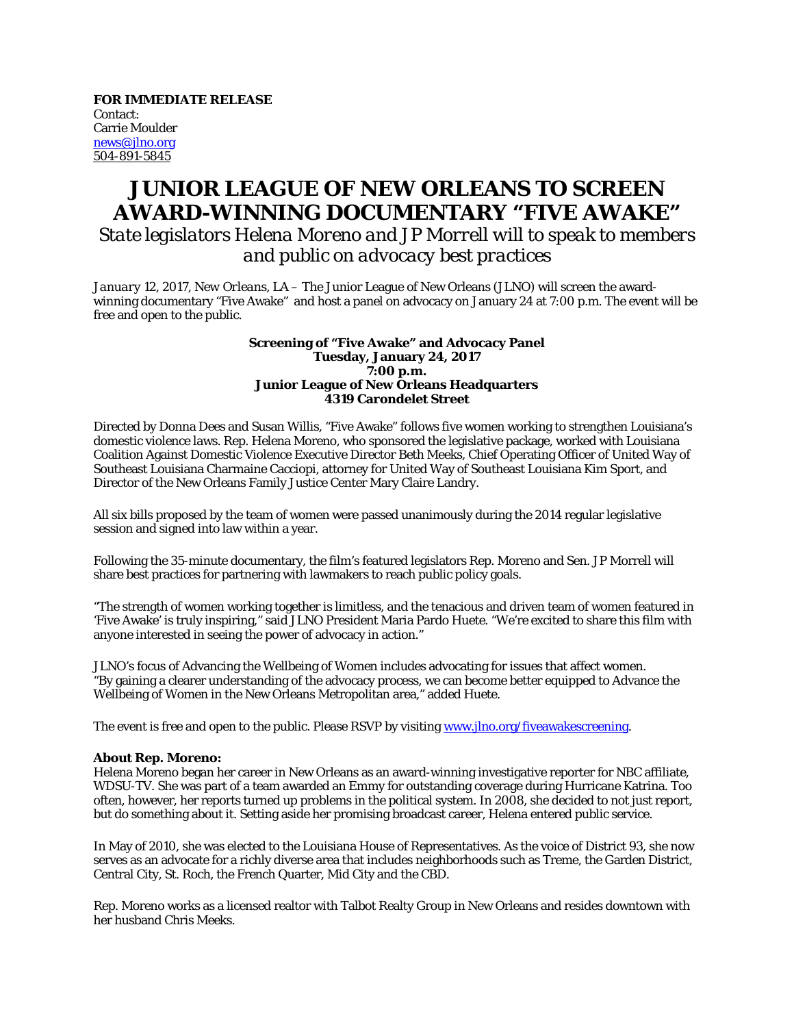**FOR IMMEDIATE RELEASE**
Contact:
Carrie Moulder
news@jlno.org
504-891-5845

# JUNIOR LEAGUE OF NEW ORLEANS TO SCREEN AWARD-WINNING DOCUMENTARY "FIVE AWAKE"

*State legislators Helena Moreno and JP Morrell will to speak to members and public on advocacy best practices*

*January 12, 2017, New Orleans, LA* – The Junior League of New Orleans (JLNO) will screen the award-winning documentary "Five Awake" and host a panel on advocacy on January 24 at 7:00 p.m. The event will be free and open to the public.

**Screening of "Five Awake" and Advocacy Panel**
**Tuesday, January 24, 2017**
**7:00 p.m.**
**Junior League of New Orleans Headquarters**
**4319 Carondelet Street**

Directed by Donna Dees and Susan Willis, "Five Awake" follows five women working to strengthen Louisiana's domestic violence laws. Rep. Helena Moreno, who sponsored the legislative package, worked with Louisiana Coalition Against Domestic Violence Executive Director Beth Meeks, Chief Operating Officer of United Way of Southeast Louisiana Charmaine Cacciopi, attorney for United Way of Southeast Louisiana Kim Sport, and Director of the New Orleans Family Justice Center Mary Claire Landry.

All six bills proposed by the team of women were passed unanimously during the 2014 regular legislative session and signed into law within a year.

Following the 35-minute documentary, the film's featured legislators Rep. Moreno and Sen. JP Morrell will share best practices for partnering with lawmakers to reach public policy goals.

"The strength of women working together is limitless, and the tenacious and driven team of women featured in 'Five Awake' is truly inspiring," said JLNO President Maria Pardo Huete. "We're excited to share this film with anyone interested in seeing the power of advocacy in action."

JLNO's focus of Advancing the Wellbeing of Women includes advocating for issues that affect women. "By gaining a clearer understanding of the advocacy process, we can become better equipped to Advance the Wellbeing of Women in the New Orleans Metropolitan area," added Huete.

The event is free and open to the public. Please RSVP by visiting www.jlno.org/fiveawakescreening.

**About Rep. Moreno:**
Helena Moreno began her career in New Orleans as an award-winning investigative reporter for NBC affiliate, WDSU-TV. She was part of a team awarded an Emmy for outstanding coverage during Hurricane Katrina. Too often, however, her reports turned up problems in the political system. In 2008, she decided to not just report, but do something about it. Setting aside her promising broadcast career, Helena entered public service.

In May of 2010, she was elected to the Louisiana House of Representatives. As the voice of District 93, she now serves as an advocate for a richly diverse area that includes neighborhoods such as Treme, the Garden District, Central City, St. Roch, the French Quarter, Mid City and the CBD.

Rep. Moreno works as a licensed realtor with Talbot Realty Group in New Orleans and resides downtown with her husband Chris Meeks.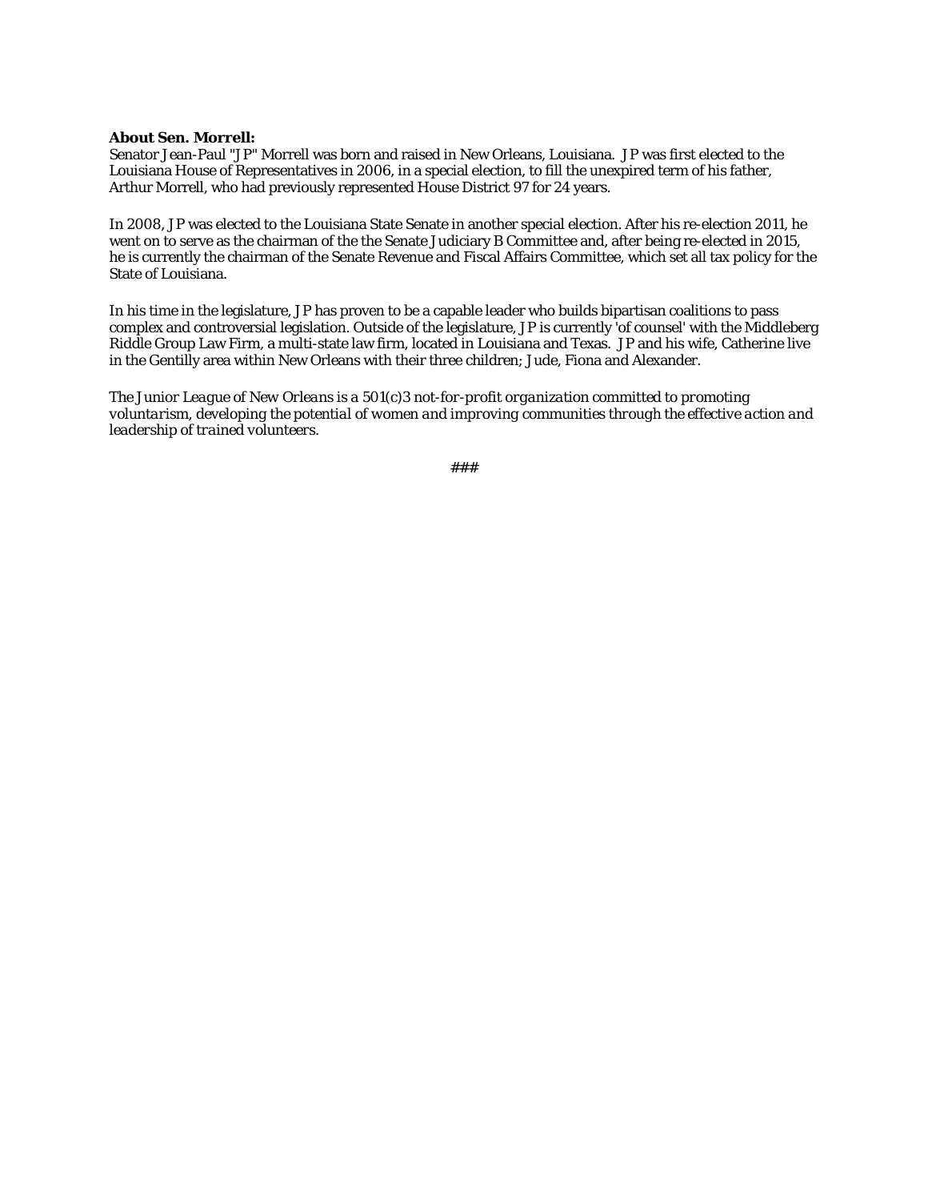**About Sen. Morrell:**
Senator Jean-Paul "JP" Morrell was born and raised in New Orleans, Louisiana.  JP was first elected to the Louisiana House of Representatives in 2006, in a special election, to fill the unexpired term of his father, Arthur Morrell, who had previously represented House District 97 for 24 years.

In 2008, JP was elected to the Louisiana State Senate in another special election. After his re-election 2011, he went on to serve as the chairman of the the Senate Judiciary B Committee and, after being re-elected in 2015, he is currently the chairman of the Senate Revenue and Fiscal Affairs Committee, which set all tax policy for the State of Louisiana.

In his time in the legislature, JP has proven to be a capable leader who builds bipartisan coalitions to pass complex and controversial legislation. Outside of the legislature, JP is currently 'of counsel' with the Middleberg Riddle Group Law Firm, a multi-state law firm, located in Louisiana and Texas.  JP and his wife, Catherine live in the Gentilly area within New Orleans with their three children; Jude, Fiona and Alexander.

*The Junior League of New Orleans is a 501(c)3 not-for-profit organization committed to promoting voluntarism, developing the potential of women and improving communities through the effective action and leadership of trained volunteers.*

###